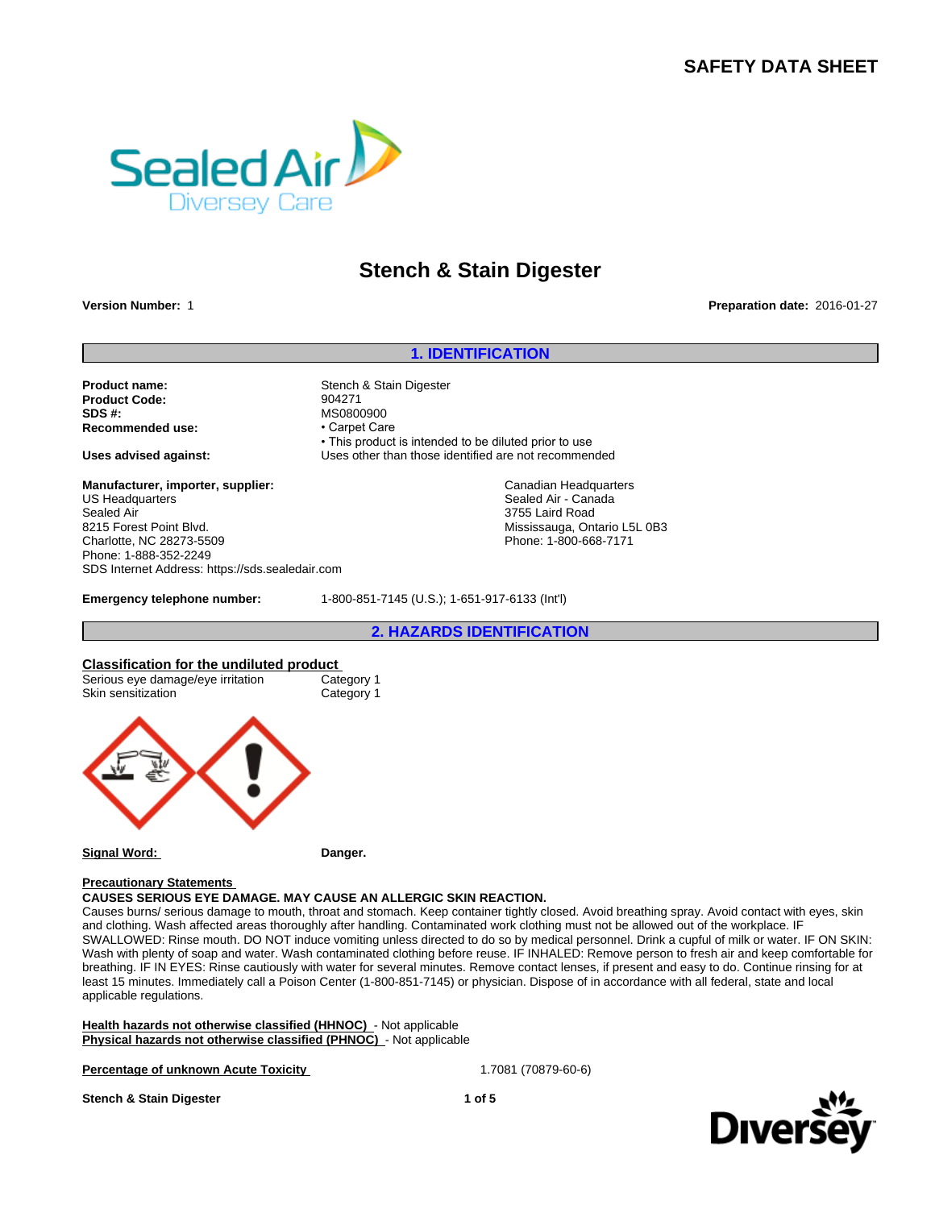# SAFETY DATA SHEET

# Stench & Stain Digester

**Version Number:** 1

**Preparation date:** 2016-01-27

## 1. IDENTIFICATION

**Product name:** Stench & Stain Digester
**Product Code:** 904271
**SDS #:** MS0800900
**Recommended use:**
- Carpet Care
- This product is intended to be diluted prior to use

**Uses advised against:** Uses other than those identified are not recommended

**Manufacturer, importer, supplier:**

US Headquarters
Sealed Air
8215 Forest Point Blvd.
Charlotte, NC 28273-5509
Phone: 1-888-352-2249
SDS Internet Address: https://sds.sealedair.com

Canadian Headquarters
Sealed Air - Canada
3755 Laird Road
Mississauga, Ontario L5L 0B3
Phone: 1-800-668-7171

**Emergency telephone number:** 1-800-851-7145 (U.S.); 1-651-917-6133 (Int'l)

## 2. HAZARDS IDENTIFICATION

**Classification for the undiluted product**

| | |
|---|---|
| Serious eye damage/eye irritation | Category 1 |
| Skin sensitization | Category 1 |

**Signal Word:** **Danger.**

**Precautionary Statements**

**CAUSES SERIOUS EYE DAMAGE. MAY CAUSE AN ALLERGIC SKIN REACTION.**

Causes burns/ serious damage to mouth, throat and stomach. Keep container tightly closed. Avoid breathing spray. Avoid contact with eyes, skin and clothing. Wash affected areas thoroughly after handling. Contaminated work clothing must not be allowed out of the workplace. IF SWALLOWED: Rinse mouth. DO NOT induce vomiting unless directed to do so by medical personnel. Drink a cupful of milk or water. IF ON SKIN: Wash with plenty of soap and water. Wash contaminated clothing before reuse. IF INHALED: Remove person to fresh air and keep comfortable for breathing. IF IN EYES: Rinse cautiously with water for several minutes. Remove contact lenses, if present and easy to do. Continue rinsing for at least 15 minutes. Immediately call a Poison Center (1-800-851-7145) or physician. Dispose of in accordance with all federal, state and local applicable regulations.

**Health hazards not otherwise classified (HHNOC)** - Not applicable
**Physical hazards not otherwise classified (PHNOC)** - Not applicable

**Percentage of unknown Acute Toxicity** 1.7081 (70879-60-6)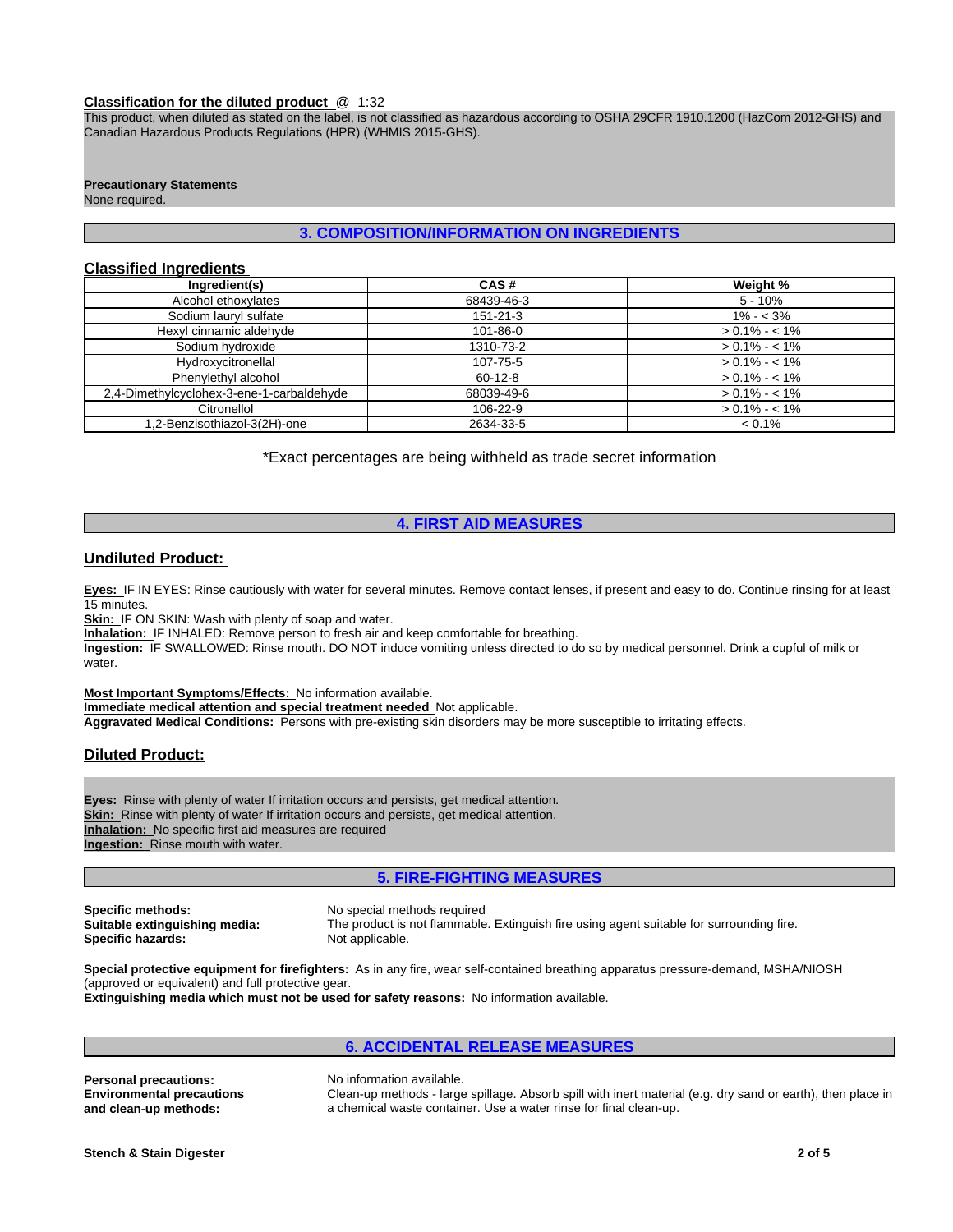**Classification for the diluted product** @ 1:32

This product, when diluted as stated on the label, is not classified as hazardous according to OSHA 29CFR 1910.1200 (HazCom 2012-GHS) and Canadian Hazardous Products Regulations (HPR) (WHMIS 2015-GHS).

**Precautionary Statements**

None required.

## 3. COMPOSITION/INFORMATION ON INGREDIENTS

### Classified Ingredients

| Ingredient(s) | CAS # | Weight % |
|---|---|---|
| Alcohol ethoxylates | 68439-46-3 | 5 - 10% |
| Sodium lauryl sulfate | 151-21-3 | 1% - < 3% |
| Hexyl cinnamic aldehyde | 101-86-0 | > 0.1% - < 1% |
| Sodium hydroxide | 1310-73-2 | > 0.1% - < 1% |
| Hydroxycitronellal | 107-75-5 | > 0.1% - < 1% |
| Phenylethyl alcohol | 60-12-8 | > 0.1% - < 1% |
| 2,4-Dimethylcyclohex-3-ene-1-carbaldehyde | 68039-49-6 | > 0.1% - < 1% |
| Citronellol | 106-22-9 | > 0.1% - < 1% |
| 1,2-Benzisothiazol-3(2H)-one | 2634-33-5 | < 0.1% |

*Exact percentages are being withheld as trade secret information

## 4. FIRST AID MEASURES

### Undiluted Product:

**Eyes:** IF IN EYES: Rinse cautiously with water for several minutes. Remove contact lenses, if present and easy to do. Continue rinsing for at least 15 minutes.
**Skin:** IF ON SKIN: Wash with plenty of soap and water.
**Inhalation:** IF INHALED: Remove person to fresh air and keep comfortable for breathing.
**Ingestion:** IF SWALLOWED: Rinse mouth. DO NOT induce vomiting unless directed to do so by medical personnel. Drink a cupful of milk or water.

**Most Important Symptoms/Effects:** No information available.
**Immediate medical attention and special treatment needed** Not applicable.
**Aggravated Medical Conditions:** Persons with pre-existing skin disorders may be more susceptible to irritating effects.

### Diluted Product:

**Eyes:** Rinse with plenty of water If irritation occurs and persists, get medical attention.
**Skin:** Rinse with plenty of water If irritation occurs and persists, get medical attention.
**Inhalation:** No specific first aid measures are required
**Ingestion:** Rinse mouth with water.

## 5. FIRE-FIGHTING MEASURES

**Specific methods:** No special methods required
**Suitable extinguishing media:** The product is not flammable. Extinguish fire using agent suitable for surrounding fire.
**Specific hazards:** Not applicable.

**Special protective equipment for firefighters:** As in any fire, wear self-contained breathing apparatus pressure-demand, MSHA/NIOSH (approved or equivalent) and full protective gear.
**Extinguishing media which must not be used for safety reasons:** No information available.

## 6. ACCIDENTAL RELEASE MEASURES

**Personal precautions:** No information available.
**Environmental precautions and clean-up methods:** Clean-up methods - large spillage. Absorb spill with inert material (e.g. dry sand or earth), then place in a chemical waste container. Use a water rinse for final clean-up.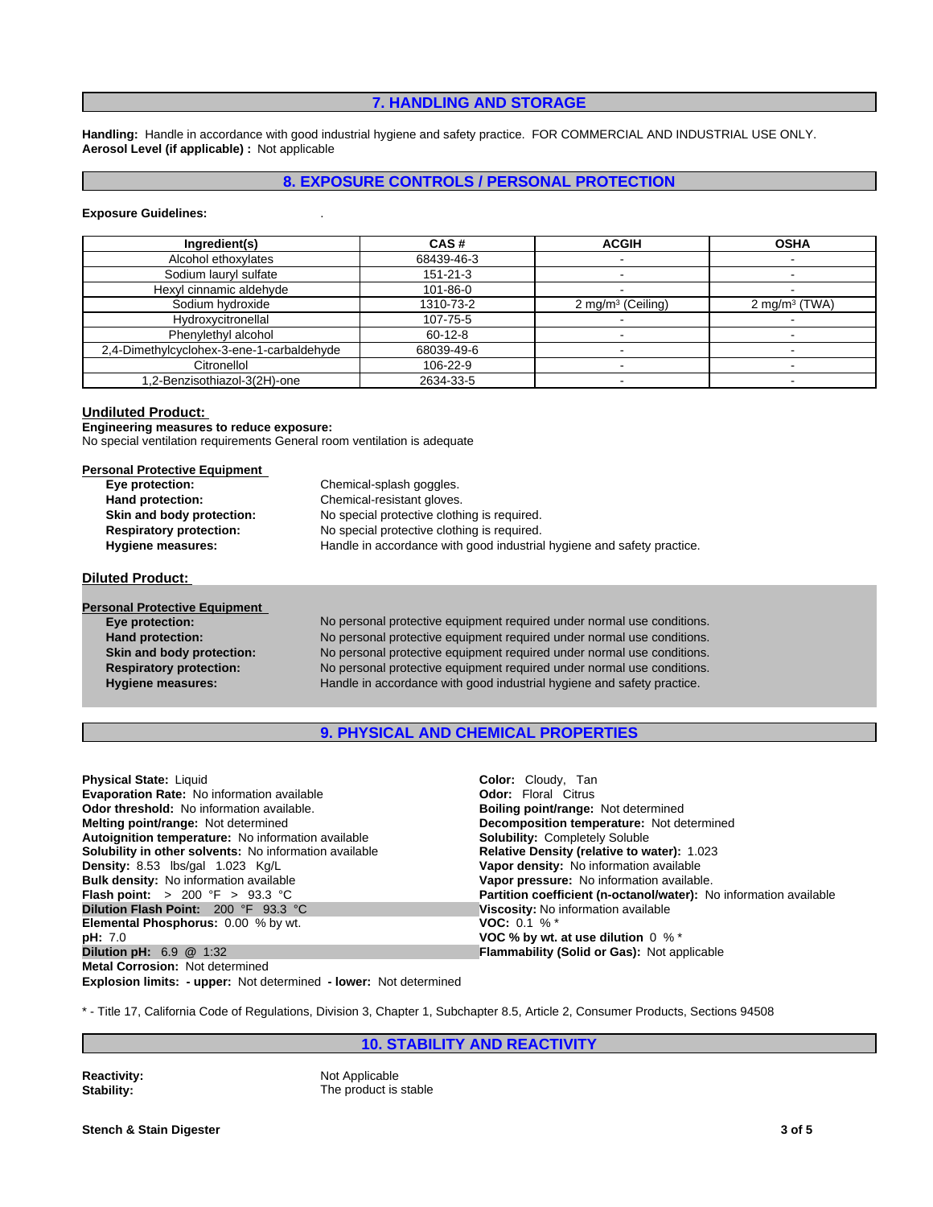## 7. HANDLING AND STORAGE

**Handling:** Handle in accordance with good industrial hygiene and safety practice. FOR COMMERCIAL AND INDUSTRIAL USE ONLY.
**Aerosol Level (if applicable) :** Not applicable

## 8. EXPOSURE CONTROLS / PERSONAL PROTECTION

**Exposure Guidelines:** .

| Ingredient(s) | CAS # | ACGIH | OSHA |
|---|---|---|---|
| Alcohol ethoxylates | 68439-46-3 | - | - |
| Sodium lauryl sulfate | 151-21-3 | - | - |
| Hexyl cinnamic aldehyde | 101-86-0 | - | - |
| Sodium hydroxide | 1310-73-2 | 2 mg/m$^3$ (Ceiling) | 2 mg/m$^3$ (TWA) |
| Hydroxycitronellal | 107-75-5 | - | - |
| Phenylethyl alcohol | 60-12-8 | - | - |
| 2,4-Dimethylcyclohex-3-ene-1-carbaldehyde | 68039-49-6 | - | - |
| Citronellol | 106-22-9 | - | - |
| 1,2-Benzisothiazol-3(2H)-one | 2634-33-5 | - | - |

### Undiluted Product:

**Engineering measures to reduce exposure:**
No special ventilation requirements General room ventilation is adequate

**Personal Protective Equipment**

- **Eye protection:** Chemical-splash goggles.
- **Hand protection:** Chemical-resistant gloves.
- **Skin and body protection:** No special protective clothing is required.
- **Respiratory protection:** No special protective clothing is required.
- **Hygiene measures:** Handle in accordance with good industrial hygiene and safety practice.

### Diluted Product:

**Personal Protective Equipment**

- **Eye protection:** No personal protective equipment required under normal use conditions.
- **Hand protection:** No personal protective equipment required under normal use conditions.
- **Skin and body protection:** No personal protective equipment required under normal use conditions.
- **Respiratory protection:** No personal protective equipment required under normal use conditions.
- **Hygiene measures:** Handle in accordance with good industrial hygiene and safety practice.

## 9. PHYSICAL AND CHEMICAL PROPERTIES

**Physical State:** Liquid
**Evaporation Rate:** No information available
**Odor threshold:** No information available.
**Melting point/range:** Not determined
**Autoignition temperature:** No information available
**Solubility in other solvents:** No information available
**Density:** 8.53 lbs/gal 1.023 Kg/L
**Bulk density:** No information available
**Flash point:** > 200 °F > 93.3 °C
**Dilution Flash Point:** 200 °F 93.3 °C
**Elemental Phosphorus:** 0.00 % by wt.
**pH:** 7.0
**Dilution pH:** 6.9 @ 1:32
**Metal Corrosion:** Not determined
**Explosion limits: - upper:** Not determined **- lower:** Not determined

**Color:** Cloudy, Tan
**Odor:** Floral Citrus
**Boiling point/range:** Not determined
**Decomposition temperature:** Not determined
**Solubility:** Completely Soluble
**Relative Density (relative to water):** 1.023
**Vapor density:** No information available
**Vapor pressure:** No information available.
**Partition coefficient (n-octanol/water):** No information available
**Viscosity:** No information available
**VOC:** 0.1 % *
**VOC % by wt. at use dilution** 0 % *
**Flammability (Solid or Gas):** Not applicable

* - Title 17, California Code of Regulations, Division 3, Chapter 1, Subchapter 8.5, Article 2, Consumer Products, Sections 94508

## 10. STABILITY AND REACTIVITY

**Reactivity:** Not Applicable
**Stability:** The product is stable

Stench & Stain Digester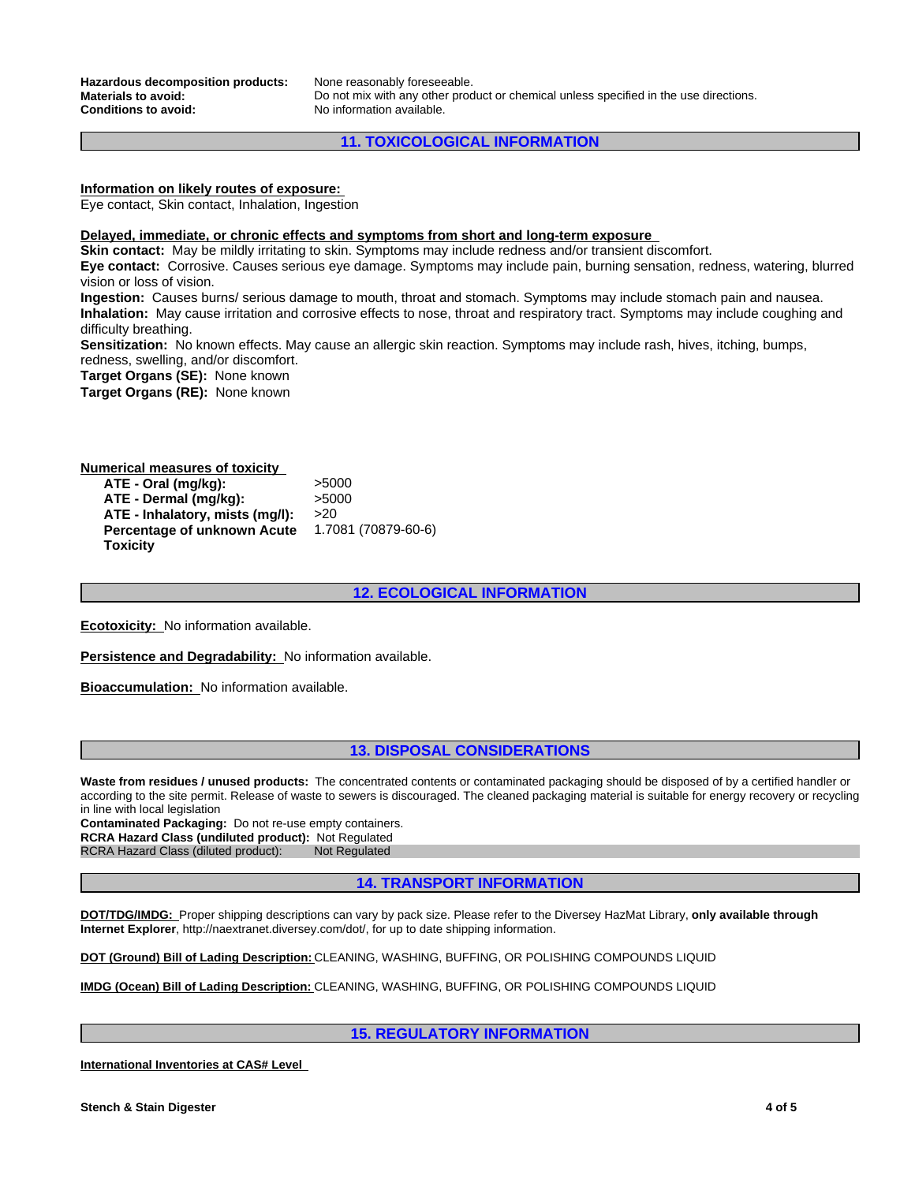**Hazardous decomposition products:** None reasonably foreseeable.
**Materials to avoid:** Do not mix with any other product or chemical unless specified in the use directions.
**Conditions to avoid:** No information available.

## 11. TOXICOLOGICAL INFORMATION

**Information on likely routes of exposure:**
Eye contact, Skin contact, Inhalation, Ingestion

**Delayed, immediate, or chronic effects and symptoms from short and long-term exposure**
**Skin contact:** May be mildly irritating to skin. Symptoms may include redness and/or transient discomfort.
**Eye contact:** Corrosive. Causes serious eye damage. Symptoms may include pain, burning sensation, redness, watering, blurred vision or loss of vision.
**Ingestion:** Causes burns/ serious damage to mouth, throat and stomach. Symptoms may include stomach pain and nausea.
**Inhalation:** May cause irritation and corrosive effects to nose, throat and respiratory tract. Symptoms may include coughing and difficulty breathing.
**Sensitization:** No known effects. May cause an allergic skin reaction. Symptoms may include rash, hives, itching, bumps, redness, swelling, and/or discomfort.
**Target Organs (SE):** None known
**Target Organs (RE):** None known

**Numerical measures of toxicity**

| | |
|---|---|
| **ATE - Oral (mg/kg):** | >5000 |
| **ATE - Dermal (mg/kg):** | >5000 |
| **ATE - Inhalatory, mists (mg/l):** | >20 |
| **Percentage of unknown Acute Toxicity** | 1.7081 (70879-60-6) |

## 12. ECOLOGICAL INFORMATION

**Ecotoxicity:** No information available.

**Persistence and Degradability:** No information available.

**Bioaccumulation:** No information available.

## 13. DISPOSAL CONSIDERATIONS

**Waste from residues / unused products:** The concentrated contents or contaminated packaging should be disposed of by a certified handler or according to the site permit. Release of waste to sewers is discouraged. The cleaned packaging material is suitable for energy recovery or recycling in line with local legislation
**Contaminated Packaging:** Do not re-use empty containers.
**RCRA Hazard Class (undiluted product):** Not Regulated
RCRA Hazard Class (diluted product): Not Regulated

## 14. TRANSPORT INFORMATION

**DOT/TDG/IMDG:** Proper shipping descriptions can vary by pack size. Please refer to the Diversey HazMat Library, **only available through Internet Explorer**, http://naextranet.diversey.com/dot/, for up to date shipping information.

**DOT (Ground) Bill of Lading Description:** CLEANING, WASHING, BUFFING, OR POLISHING COMPOUNDS LIQUID

**IMDG (Ocean) Bill of Lading Description:** CLEANING, WASHING, BUFFING, OR POLISHING COMPOUNDS LIQUID

## 15. REGULATORY INFORMATION

**International Inventories at CAS# Level**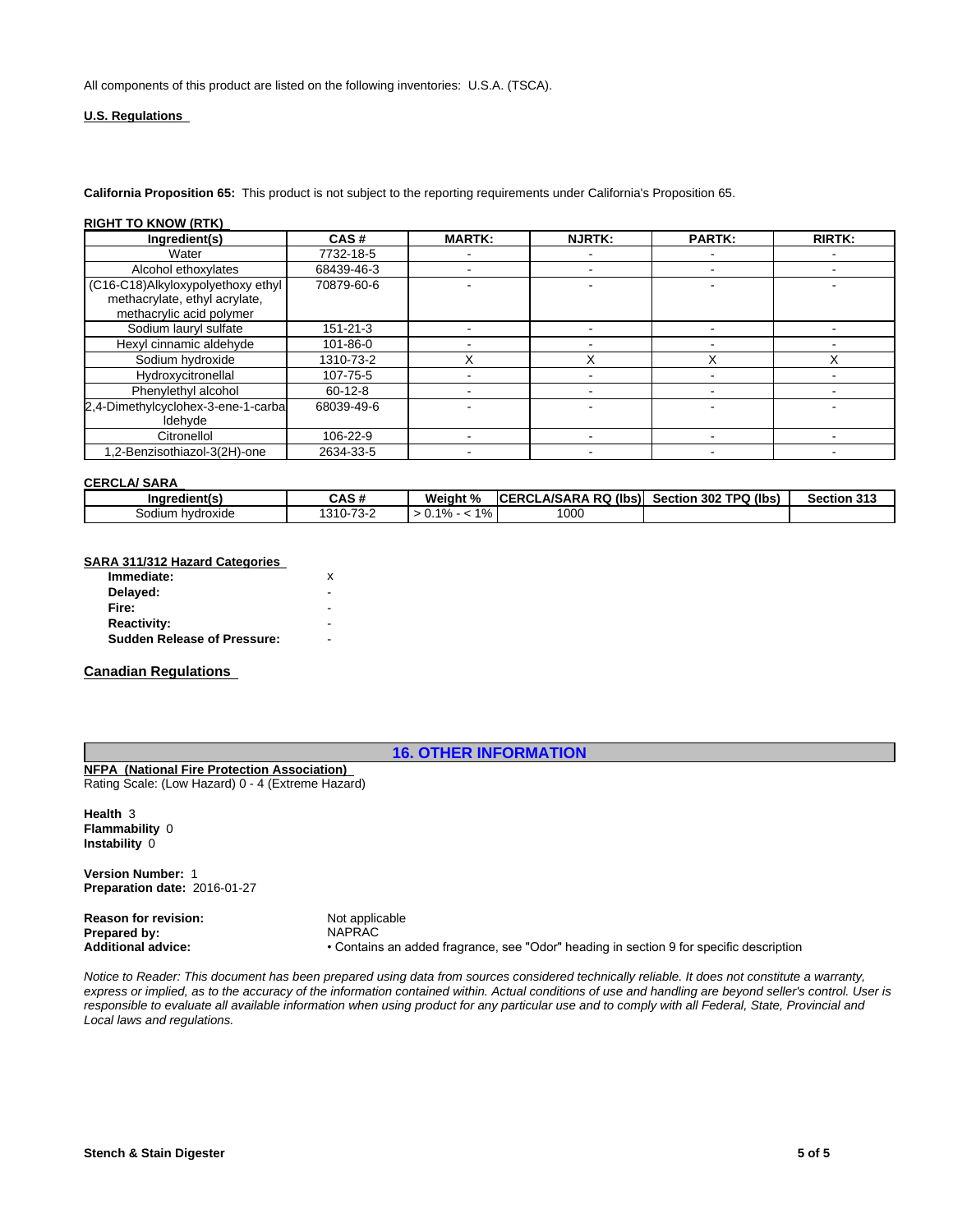All components of this product are listed on the following inventories: U.S.A. (TSCA).

**U.S. Regulations**

**California Proposition 65:** This product is not subject to the reporting requirements under California's Proposition 65.

**RIGHT TO KNOW (RTK)**

| Ingredient(s) | CAS # | MARTK: | NJRTK: | PARTK: | RIRTK: |
|---|---|---|---|---|---|
| Water | 7732-18-5 | - | - | - | - |
| Alcohol ethoxylates | 68439-46-3 | - | - | - | - |
| (C16-C18)Alkyloxypolyethoxy ethyl methacrylate, ethyl acrylate, methacrylic acid polymer | 70879-60-6 | - | - | - | - |
| Sodium lauryl sulfate | 151-21-3 | - | - | - | - |
| Hexyl cinnamic aldehyde | 101-86-0 | - | - | - | - |
| Sodium hydroxide | 1310-73-2 | X | X | X | X |
| Hydroxycitronellal | 107-75-5 | - | - | - | - |
| Phenylethyl alcohol | 60-12-8 | - | - | - | - |
| 2,4-Dimethylcyclohex-3-ene-1-carbaldehyde | 68039-49-6 | - | - | - | - |
| Citronellol | 106-22-9 | - | - | - | - |
| 1,2-Benzisothiazol-3(2H)-one | 2634-33-5 | - | - | - | - |

**CERCLA/ SARA**

| Ingredient(s) | CAS # | Weight % | CERCLA/SARA RQ (lbs) | Section 302 TPQ (lbs) | Section 313 |
|---|---|---|---|---|---|
| Sodium hydroxide | 1310-73-2 | > 0.1% - < 1% | 1000 | | |

**SARA 311/312 Hazard Categories**

| | |
|---|---|
| **Immediate:** | x |
| **Delayed:** | - |
| **Fire:** | - |
| **Reactivity:** | - |
| **Sudden Release of Pressure:** | - |

**Canadian Regulations**

## 16. OTHER INFORMATION

**NFPA (National Fire Protection Association)**
Rating Scale: (Low Hazard) 0 - 4 (Extreme Hazard)

**Health** 3
**Flammability** 0
**Instability** 0

**Version Number:** 1
**Preparation date:** 2016-01-27

**Reason for revision:** Not applicable
**Prepared by:** NAPRAC
**Additional advice:** • Contains an added fragrance, see "Odor" heading in section 9 for specific description

*Notice to Reader: This document has been prepared using data from sources considered technically reliable. It does not constitute a warranty, express or implied, as to the accuracy of the information contained within. Actual conditions of use and handling are beyond seller's control. User is responsible to evaluate all available information when using product for any particular use and to comply with all Federal, State, Provincial and Local laws and regulations.*